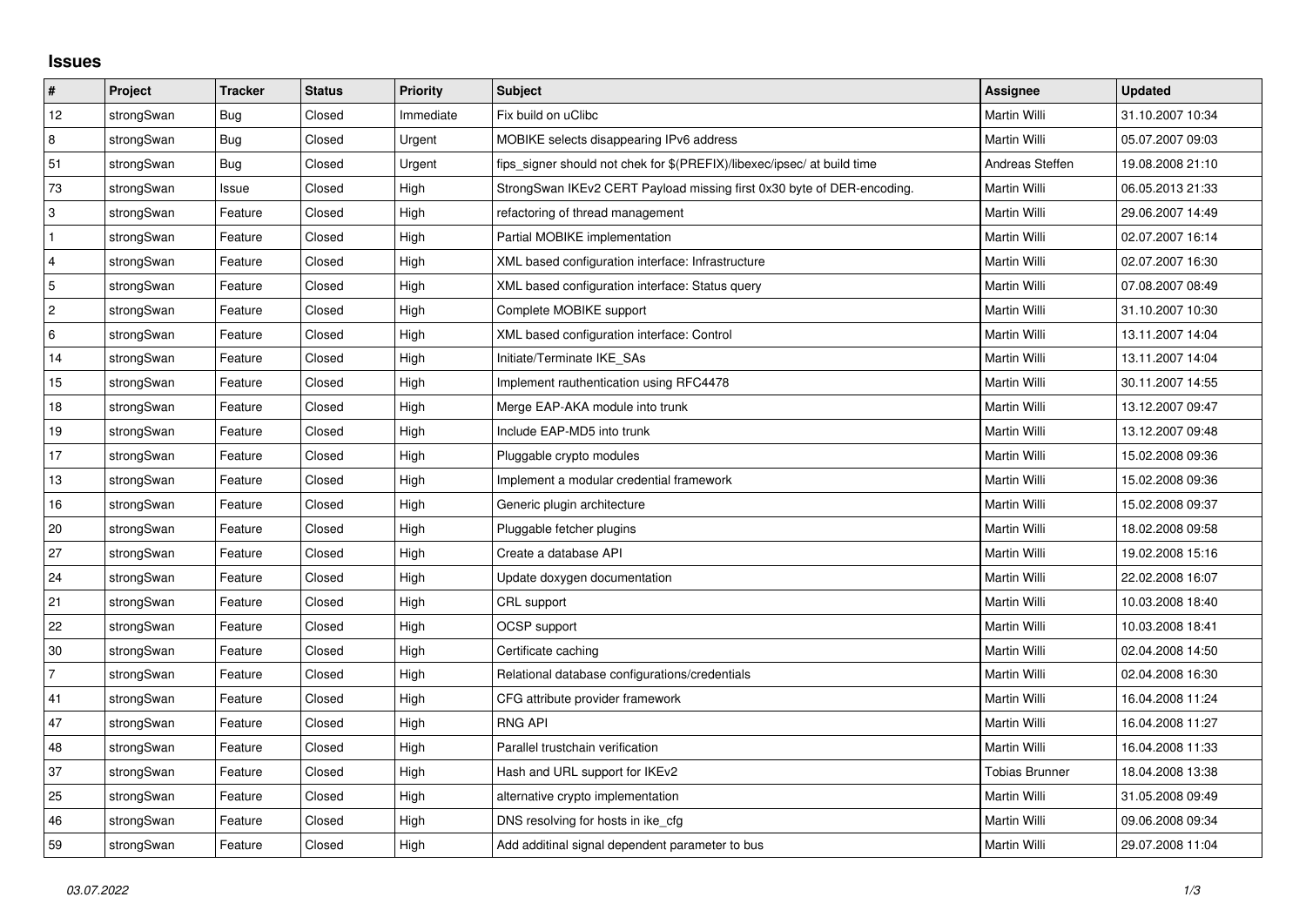# Issues

| # | Project | Tracker | Status | Priority | Subject | Assignee | Updated |
|---|---|---|---|---|---|---|---|
| 12 | strongSwan | Bug | Closed | Immediate | Fix build on uClibc | Martin Willi | 31.10.2007 10:34 |
| 8 | strongSwan | Bug | Closed | Urgent | MOBIKE selects disappearing IPv6 address | Martin Willi | 05.07.2007 09:03 |
| 51 | strongSwan | Bug | Closed | Urgent | fips_signer should not chek for $(PREFIX)/libexec/ipsec/ at build time | Andreas Steffen | 19.08.2008 21:10 |
| 73 | strongSwan | Issue | Closed | High | StrongSwan IKEv2 CERT Payload missing first 0x30 byte of DER-encoding. | Martin Willi | 06.05.2013 21:33 |
| 3 | strongSwan | Feature | Closed | High | refactoring of thread management | Martin Willi | 29.06.2007 14:49 |
| 1 | strongSwan | Feature | Closed | High | Partial MOBIKE implementation | Martin Willi | 02.07.2007 16:14 |
| 4 | strongSwan | Feature | Closed | High | XML based configuration interface: Infrastructure | Martin Willi | 02.07.2007 16:30 |
| 5 | strongSwan | Feature | Closed | High | XML based configuration interface: Status query | Martin Willi | 07.08.2007 08:49 |
| 2 | strongSwan | Feature | Closed | High | Complete MOBIKE support | Martin Willi | 31.10.2007 10:30 |
| 6 | strongSwan | Feature | Closed | High | XML based configuration interface: Control | Martin Willi | 13.11.2007 14:04 |
| 14 | strongSwan | Feature | Closed | High | Initiate/Terminate IKE_SAs | Martin Willi | 13.11.2007 14:04 |
| 15 | strongSwan | Feature | Closed | High | Implement rauthentication using RFC4478 | Martin Willi | 30.11.2007 14:55 |
| 18 | strongSwan | Feature | Closed | High | Merge EAP-AKA module into trunk | Martin Willi | 13.12.2007 09:47 |
| 19 | strongSwan | Feature | Closed | High | Include EAP-MD5 into trunk | Martin Willi | 13.12.2007 09:48 |
| 17 | strongSwan | Feature | Closed | High | Pluggable crypto modules | Martin Willi | 15.02.2008 09:36 |
| 13 | strongSwan | Feature | Closed | High | Implement a modular credential framework | Martin Willi | 15.02.2008 09:36 |
| 16 | strongSwan | Feature | Closed | High | Generic plugin architecture | Martin Willi | 15.02.2008 09:37 |
| 20 | strongSwan | Feature | Closed | High | Pluggable fetcher plugins | Martin Willi | 18.02.2008 09:58 |
| 27 | strongSwan | Feature | Closed | High | Create a database API | Martin Willi | 19.02.2008 15:16 |
| 24 | strongSwan | Feature | Closed | High | Update doxygen documentation | Martin Willi | 22.02.2008 16:07 |
| 21 | strongSwan | Feature | Closed | High | CRL support | Martin Willi | 10.03.2008 18:40 |
| 22 | strongSwan | Feature | Closed | High | OCSP support | Martin Willi | 10.03.2008 18:41 |
| 30 | strongSwan | Feature | Closed | High | Certificate caching | Martin Willi | 02.04.2008 14:50 |
| 7 | strongSwan | Feature | Closed | High | Relational database configurations/credentials | Martin Willi | 02.04.2008 16:30 |
| 41 | strongSwan | Feature | Closed | High | CFG attribute provider framework | Martin Willi | 16.04.2008 11:24 |
| 47 | strongSwan | Feature | Closed | High | RNG API | Martin Willi | 16.04.2008 11:27 |
| 48 | strongSwan | Feature | Closed | High | Parallel trustchain verification | Martin Willi | 16.04.2008 11:33 |
| 37 | strongSwan | Feature | Closed | High | Hash and URL support for IKEv2 | Tobias Brunner | 18.04.2008 13:38 |
| 25 | strongSwan | Feature | Closed | High | alternative crypto implementation | Martin Willi | 31.05.2008 09:49 |
| 46 | strongSwan | Feature | Closed | High | DNS resolving for hosts in ike_cfg | Martin Willi | 09.06.2008 09:34 |
| 59 | strongSwan | Feature | Closed | High | Add additinal signal dependent parameter to bus | Martin Willi | 29.07.2008 11:04 |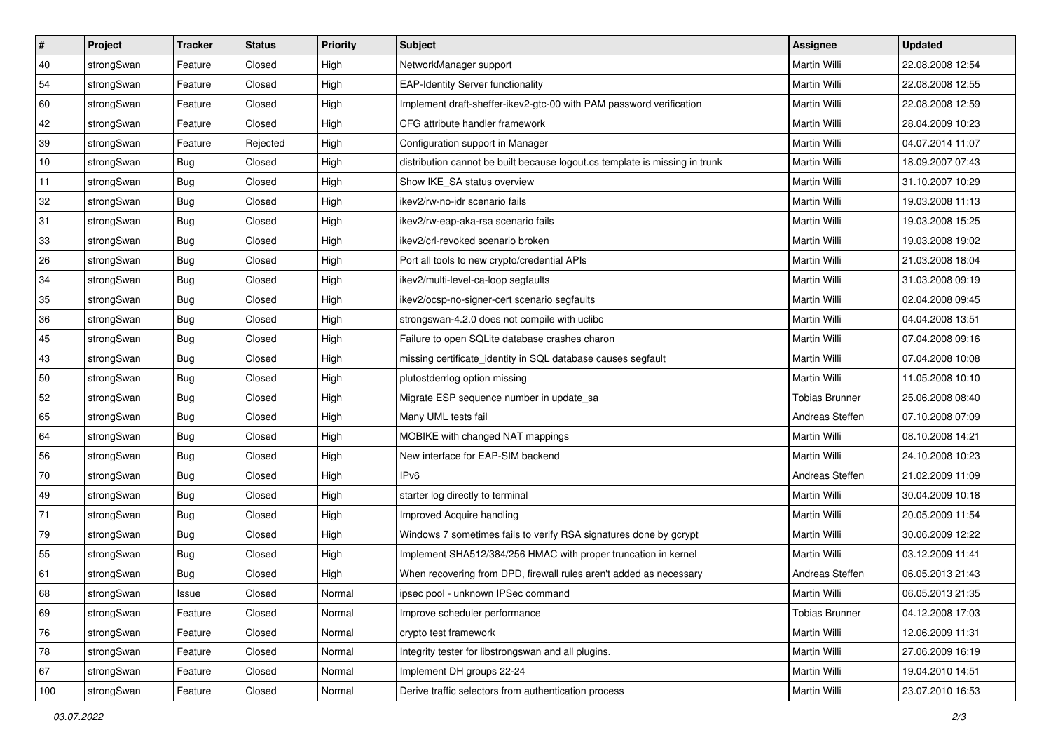| # | Project | Tracker | Status | Priority | Subject | Assignee | Updated |
|---|---|---|---|---|---|---|---|
| 40 | strongSwan | Feature | Closed | High | NetworkManager support | Martin Willi | 22.08.2008 12:54 |
| 54 | strongSwan | Feature | Closed | High | EAP-Identity Server functionality | Martin Willi | 22.08.2008 12:55 |
| 60 | strongSwan | Feature | Closed | High | Implement draft-sheffer-ikev2-gtc-00 with PAM password verification | Martin Willi | 22.08.2008 12:59 |
| 42 | strongSwan | Feature | Closed | High | CFG attribute handler framework | Martin Willi | 28.04.2009 10:23 |
| 39 | strongSwan | Feature | Rejected | High | Configuration support in Manager | Martin Willi | 04.07.2014 11:07 |
| 10 | strongSwan | Bug | Closed | High | distribution cannot be built because logout.cs template is missing in trunk | Martin Willi | 18.09.2007 07:43 |
| 11 | strongSwan | Bug | Closed | High | Show IKE_SA status overview | Martin Willi | 31.10.2007 10:29 |
| 32 | strongSwan | Bug | Closed | High | ikev2/rw-no-idr scenario fails | Martin Willi | 19.03.2008 11:13 |
| 31 | strongSwan | Bug | Closed | High | ikev2/rw-eap-aka-rsa scenario fails | Martin Willi | 19.03.2008 15:25 |
| 33 | strongSwan | Bug | Closed | High | ikev2/crl-revoked scenario broken | Martin Willi | 19.03.2008 19:02 |
| 26 | strongSwan | Bug | Closed | High | Port all tools to new crypto/credential APIs | Martin Willi | 21.03.2008 18:04 |
| 34 | strongSwan | Bug | Closed | High | ikev2/multi-level-ca-loop segfaults | Martin Willi | 31.03.2008 09:19 |
| 35 | strongSwan | Bug | Closed | High | ikev2/ocsp-no-signer-cert scenario segfaults | Martin Willi | 02.04.2008 09:45 |
| 36 | strongSwan | Bug | Closed | High | strongswan-4.2.0 does not compile with uclibc | Martin Willi | 04.04.2008 13:51 |
| 45 | strongSwan | Bug | Closed | High | Failure to open SQLite database crashes charon | Martin Willi | 07.04.2008 09:16 |
| 43 | strongSwan | Bug | Closed | High | missing certificate_identity in SQL database causes segfault | Martin Willi | 07.04.2008 10:08 |
| 50 | strongSwan | Bug | Closed | High | plutostderrlog option missing | Martin Willi | 11.05.2008 10:10 |
| 52 | strongSwan | Bug | Closed | High | Migrate ESP sequence number in update_sa | Tobias Brunner | 25.06.2008 08:40 |
| 65 | strongSwan | Bug | Closed | High | Many UML tests fail | Andreas Steffen | 07.10.2008 07:09 |
| 64 | strongSwan | Bug | Closed | High | MOBIKE with changed NAT mappings | Martin Willi | 08.10.2008 14:21 |
| 56 | strongSwan | Bug | Closed | High | New interface for EAP-SIM backend | Martin Willi | 24.10.2008 10:23 |
| 70 | strongSwan | Bug | Closed | High | IPv6 | Andreas Steffen | 21.02.2009 11:09 |
| 49 | strongSwan | Bug | Closed | High | starter log directly to terminal | Martin Willi | 30.04.2009 10:18 |
| 71 | strongSwan | Bug | Closed | High | Improved Acquire handling | Martin Willi | 20.05.2009 11:54 |
| 79 | strongSwan | Bug | Closed | High | Windows 7 sometimes fails to verify RSA signatures done by gcrypt | Martin Willi | 30.06.2009 12:22 |
| 55 | strongSwan | Bug | Closed | High | Implement SHA512/384/256 HMAC with proper truncation in kernel | Martin Willi | 03.12.2009 11:41 |
| 61 | strongSwan | Bug | Closed | High | When recovering from DPD, firewall rules aren't added as necessary | Andreas Steffen | 06.05.2013 21:43 |
| 68 | strongSwan | Issue | Closed | Normal | ipsec pool - unknown IPSec command | Martin Willi | 06.05.2013 21:35 |
| 69 | strongSwan | Feature | Closed | Normal | Improve scheduler performance | Tobias Brunner | 04.12.2008 17:03 |
| 76 | strongSwan | Feature | Closed | Normal | crypto test framework | Martin Willi | 12.06.2009 11:31 |
| 78 | strongSwan | Feature | Closed | Normal | Integrity tester for libstrongswan and all plugins. | Martin Willi | 27.06.2009 16:19 |
| 67 | strongSwan | Feature | Closed | Normal | Implement DH groups 22-24 | Martin Willi | 19.04.2010 14:51 |
| 100 | strongSwan | Feature | Closed | Normal | Derive traffic selectors from authentication process | Martin Willi | 23.07.2010 16:53 |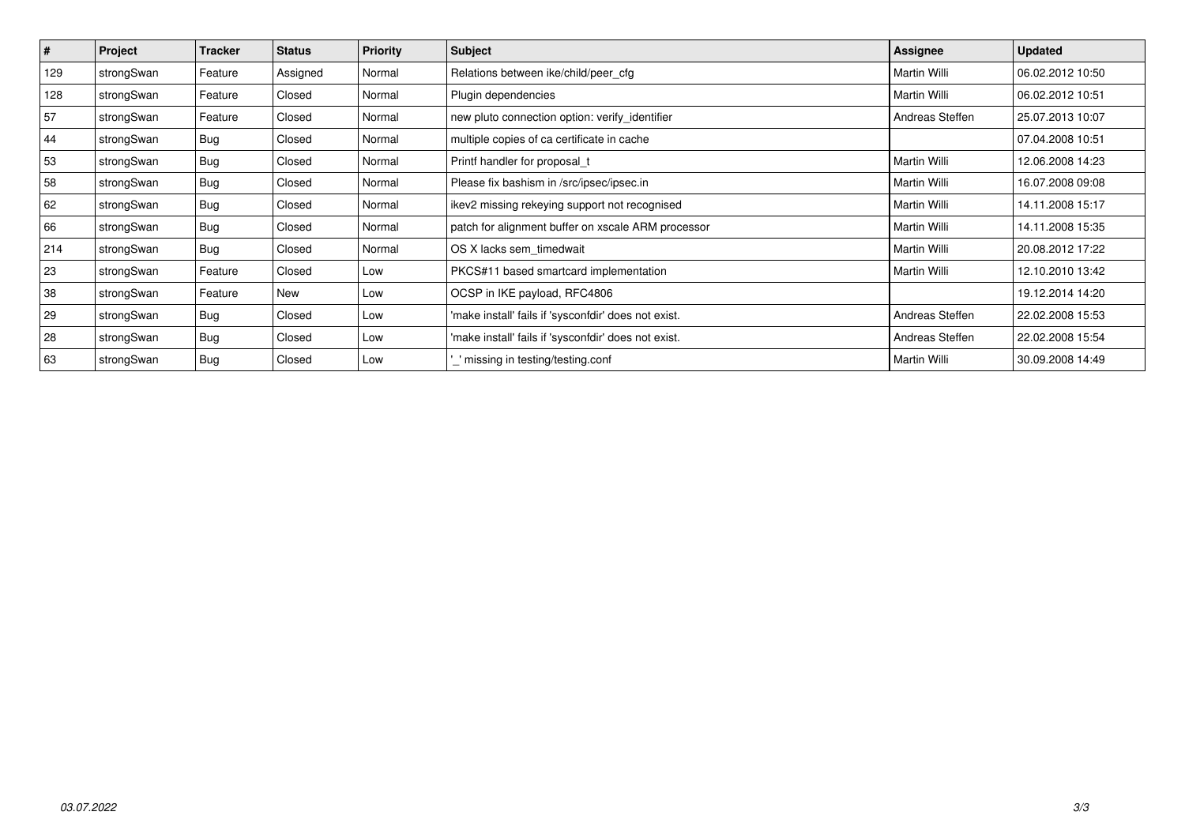| # | Project | Tracker | Status | Priority | Subject | Assignee | Updated |
|---|---|---|---|---|---|---|---|
| 129 | strongSwan | Feature | Assigned | Normal | Relations between ike/child/peer_cfg | Martin Willi | 06.02.2012 10:50 |
| 128 | strongSwan | Feature | Closed | Normal | Plugin dependencies | Martin Willi | 06.02.2012 10:51 |
| 57 | strongSwan | Feature | Closed | Normal | new pluto connection option: verify_identifier | Andreas Steffen | 25.07.2013 10:07 |
| 44 | strongSwan | Bug | Closed | Normal | multiple copies of ca certificate in cache | | 07.04.2008 10:51 |
| 53 | strongSwan | Bug | Closed | Normal | Printf handler for proposal_t | Martin Willi | 12.06.2008 14:23 |
| 58 | strongSwan | Bug | Closed | Normal | Please fix bashism in /src/ipsec/ipsec.in | Martin Willi | 16.07.2008 09:08 |
| 62 | strongSwan | Bug | Closed | Normal | ikev2 missing rekeying support not recognised | Martin Willi | 14.11.2008 15:17 |
| 66 | strongSwan | Bug | Closed | Normal | patch for alignment buffer on xscale ARM processor | Martin Willi | 14.11.2008 15:35 |
| 214 | strongSwan | Bug | Closed | Normal | OS X lacks sem_timedwait | Martin Willi | 20.08.2012 17:22 |
| 23 | strongSwan | Feature | Closed | Low | PKCS#11 based smartcard implementation | Martin Willi | 12.10.2010 13:42 |
| 38 | strongSwan | Feature | New | Low | OCSP in IKE payload, RFC4806 | | 19.12.2014 14:20 |
| 29 | strongSwan | Bug | Closed | Low | 'make install' fails if 'sysconfdir' does not exist. | Andreas Steffen | 22.02.2008 15:53 |
| 28 | strongSwan | Bug | Closed | Low | 'make install' fails if 'sysconfdir' does not exist. | Andreas Steffen | 22.02.2008 15:54 |
| 63 | strongSwan | Bug | Closed | Low | '_' missing in testing/testing.conf | Martin Willi | 30.09.2008 14:49 |

*03.07.2022*